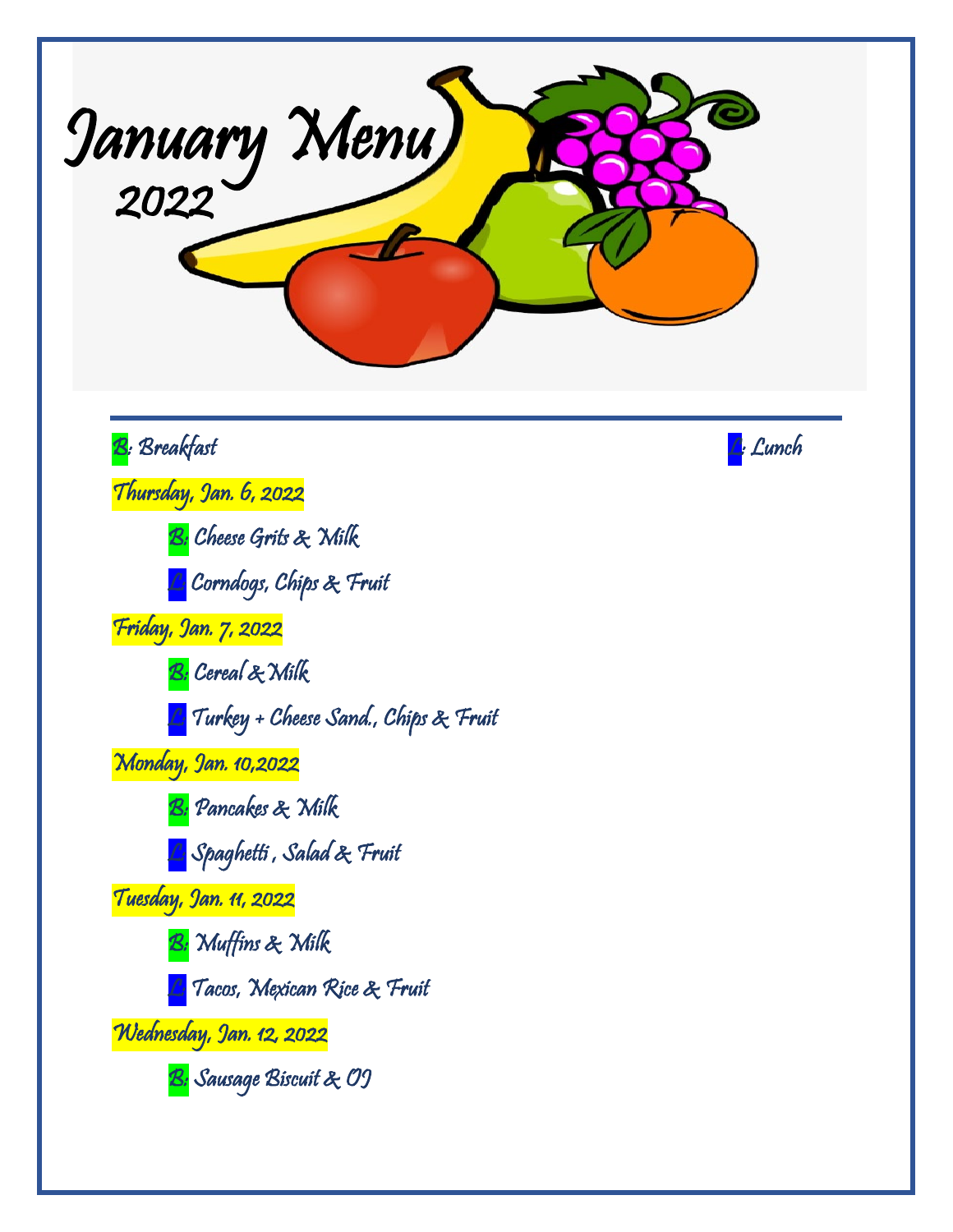# January Menu 2022

B: Breakfast L: Lunch

Thursday, Jan. 6, 2022

- B: Cheese Grits & Milk
- L: Corndogs, Chips & Fruit

Friday, Jan. 7, 2022

- B: Cereal & Milk
- L: Turkey + Cheese Sand., Chips & Fruit

Monday, Jan. 10,2022

- B: Pancakes & Milk
- L: Spaghetti , Salad & Fruit

Tuesday, Jan. 11, 2022

- B: Muffins & Milk
- L: Tacos, Mexican Rice & Fruit

Wednesday, Jan. 12, 2022

- B: Sausage Biscuit & OJ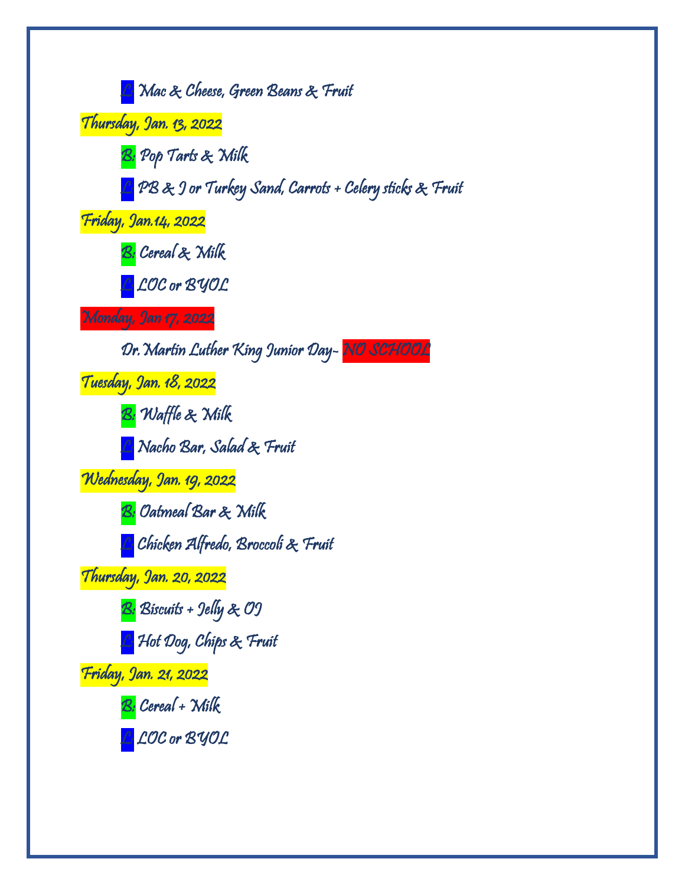L: Mac & Cheese, Green Beans & Fruit

**Thursday, Jan. 13, 2022**

B: Pop Tarts & Milk

L: PB & J or Turkey Sand, Carrots + Celery sticks & Fruit

**Friday, Jan.14, 2022**

B: Cereal & Milk

L: LOC or BYOL

**Monday, Jan 17, 2022**

Dr. Martin Luther King Junior Day- NO SCHOOL

**Tuesday, Jan. 18, 2022**

B: Waffle & Milk

L: Nacho Bar, Salad & Fruit

**Wednesday, Jan. 19, 2022**

B: Oatmeal Bar & Milk

L: Chicken Alfredo, Broccoli & Fruit

**Thursday, Jan. 20, 2022**

B: Biscuits + Jelly & OJ

L: Hot Dog, Chips & Fruit

**Friday, Jan. 21, 2022**

B: Cereal + Milk

L: LOC or BYOL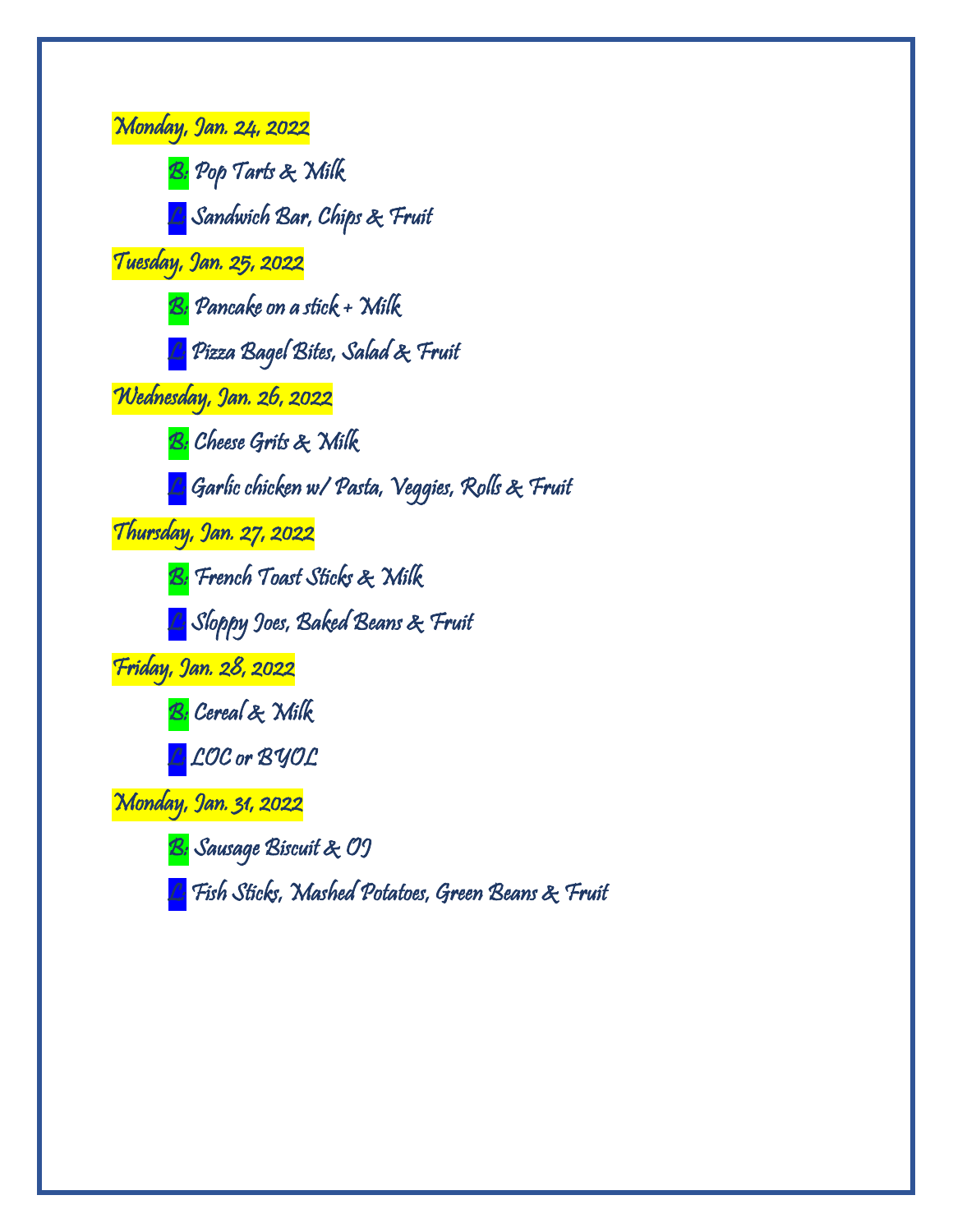Monday, Jan. 24, 2022

- B: Pop Tarts & Milk
- L: Sandwich Bar, Chips & Fruit

Tuesday, Jan. 25, 2022

- B: Pancake on a stick + Milk
- L: Pizza Bagel Bites, Salad & Fruit

Wednesday, Jan. 26, 2022

- B: Cheese Grits & Milk
- L: Garlic chicken w/ Pasta, Veggies, Rolls & Fruit

Thursday, Jan. 27, 2022

- B: French Toast Sticks & Milk
- L: Sloppy Joes, Baked Beans & Fruit

Friday, Jan. 28, 2022

- B: Cereal & Milk
- L: LOC or BYOL

Monday, Jan. 31, 2022

- B: Sausage Biscuit & OJ
- L: Fish Sticks, Mashed Potatoes, Green Beans & Fruit